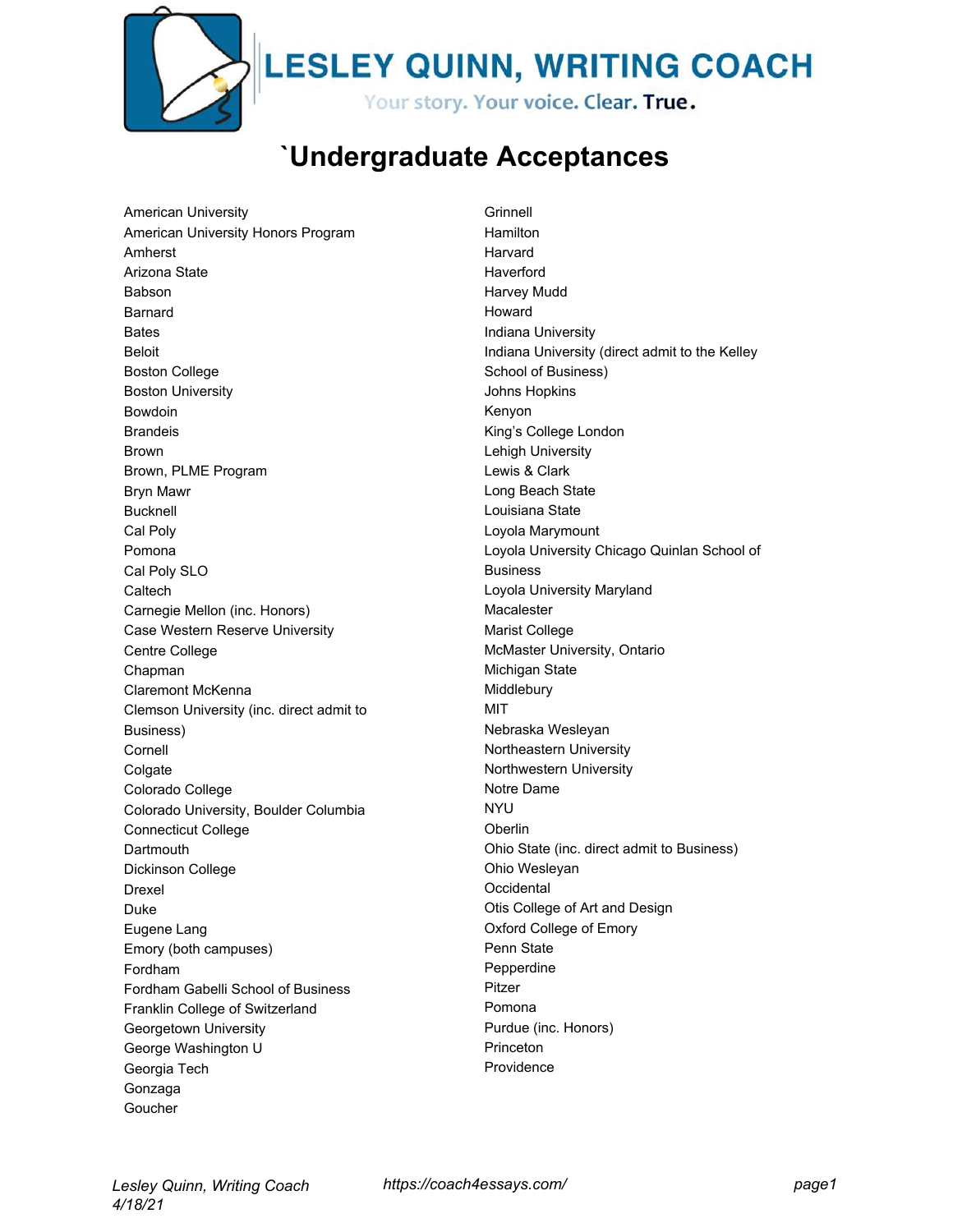# LESLEY QUINN, WRITING COACH

Your story. Your voice. Clear. **True.**

# `Undergraduate Acceptances

American University
American University Honors Program
Amherst
Arizona State
Babson
Barnard
Bates
Beloit
Boston College
Boston University
Bowdoin
Brandeis
Brown
Brown, PLME Program
Bryn Mawr
Bucknell
Cal Poly
Pomona
Cal Poly SLO
Caltech
Carnegie Mellon (inc. Honors)
Case Western Reserve University
Centre College
Chapman
Claremont McKenna
Clemson University (inc. direct admit to Business)
Cornell
Colgate
Colorado College
Colorado University, Boulder Columbia
Connecticut College
Dartmouth
Dickinson College
Drexel
Duke
Eugene Lang
Emory (both campuses)
Fordham
Fordham Gabelli School of Business
Franklin College of Switzerland
Georgetown University
George Washington U
Georgia Tech
Gonzaga
Goucher
Grinnell
Hamilton
Harvard
Haverford
Harvey Mudd
Howard
Indiana University
Indiana University (direct admit to the Kelley School of Business)
Johns Hopkins
Kenyon
King's College London
Lehigh University
Lewis & Clark
Long Beach State
Louisiana State
Loyola Marymount
Loyola University Chicago Quinlan School of Business
Loyola University Maryland
Macalester
Marist College
McMaster University, Ontario
Michigan State
Middlebury
MIT
Nebraska Wesleyan
Northeastern University
Northwestern University
Notre Dame
NYU
Oberlin
Ohio State (inc. direct admit to Business)
Ohio Wesleyan
Occidental
Otis College of Art and Design
Oxford College of Emory
Penn State
Pepperdine
Pitzer
Pomona
Purdue (inc. Honors)
Princeton
Providence

*Lesley Quinn, Writing Coach*
*4/18/21*
*https://coach4essays.com/*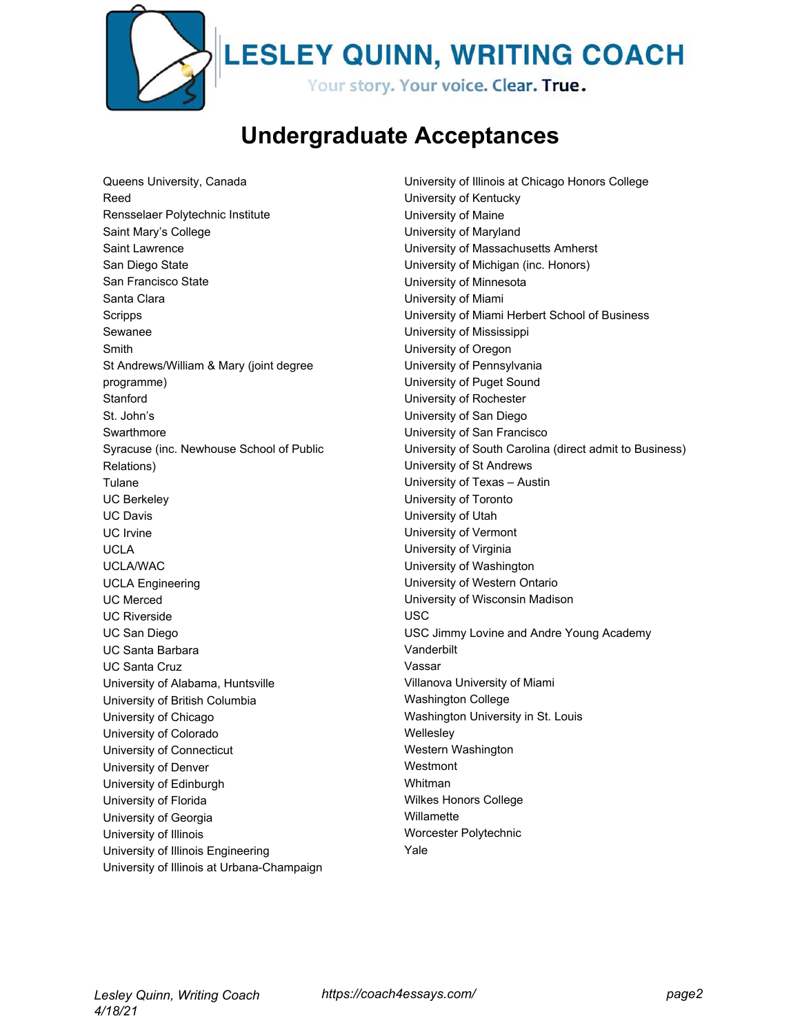# Undergraduate Acceptances

Queens University, Canada
Reed
Rensselaer Polytechnic Institute
Saint Mary's College
Saint Lawrence
San Diego State
San Francisco State
Santa Clara
Scripps
Sewanee
Smith
St Andrews/William & Mary (joint degree programme)
Stanford
St. John's
Swarthmore
Syracuse (inc. Newhouse School of Public Relations)
Tulane
UC Berkeley
UC Davis
UC Irvine
UCLA
UCLA/WAC
UCLA Engineering
UC Merced
UC Riverside
UC San Diego
UC Santa Barbara
UC Santa Cruz
University of Alabama, Huntsville
University of British Columbia
University of Chicago
University of Colorado
University of Connecticut
University of Denver
University of Edinburgh
University of Florida
University of Georgia
University of Illinois
University of Illinois Engineering
University of Illinois at Urbana-Champaign
University of Illinois at Chicago Honors College
University of Kentucky
University of Maine
University of Maryland
University of Massachusetts Amherst
University of Michigan (inc. Honors)
University of Minnesota
University of Miami
University of Miami Herbert School of Business
University of Mississippi
University of Oregon
University of Pennsylvania
University of Puget Sound
University of Rochester
University of San Diego
University of San Francisco
University of South Carolina (direct admit to Business)
University of St Andrews
University of Texas – Austin
University of Toronto
University of Utah
University of Vermont
University of Virginia
University of Washington
University of Western Ontario
University of Wisconsin Madison
USC
USC Jimmy Lovine and Andre Young Academy
Vanderbilt
Vassar
Villanova University of Miami
Washington College
Washington University in St. Louis
Wellesley
Western Washington
Westmont
Whitman
Wilkes Honors College
Willamette
Worcester Polytechnic
Yale